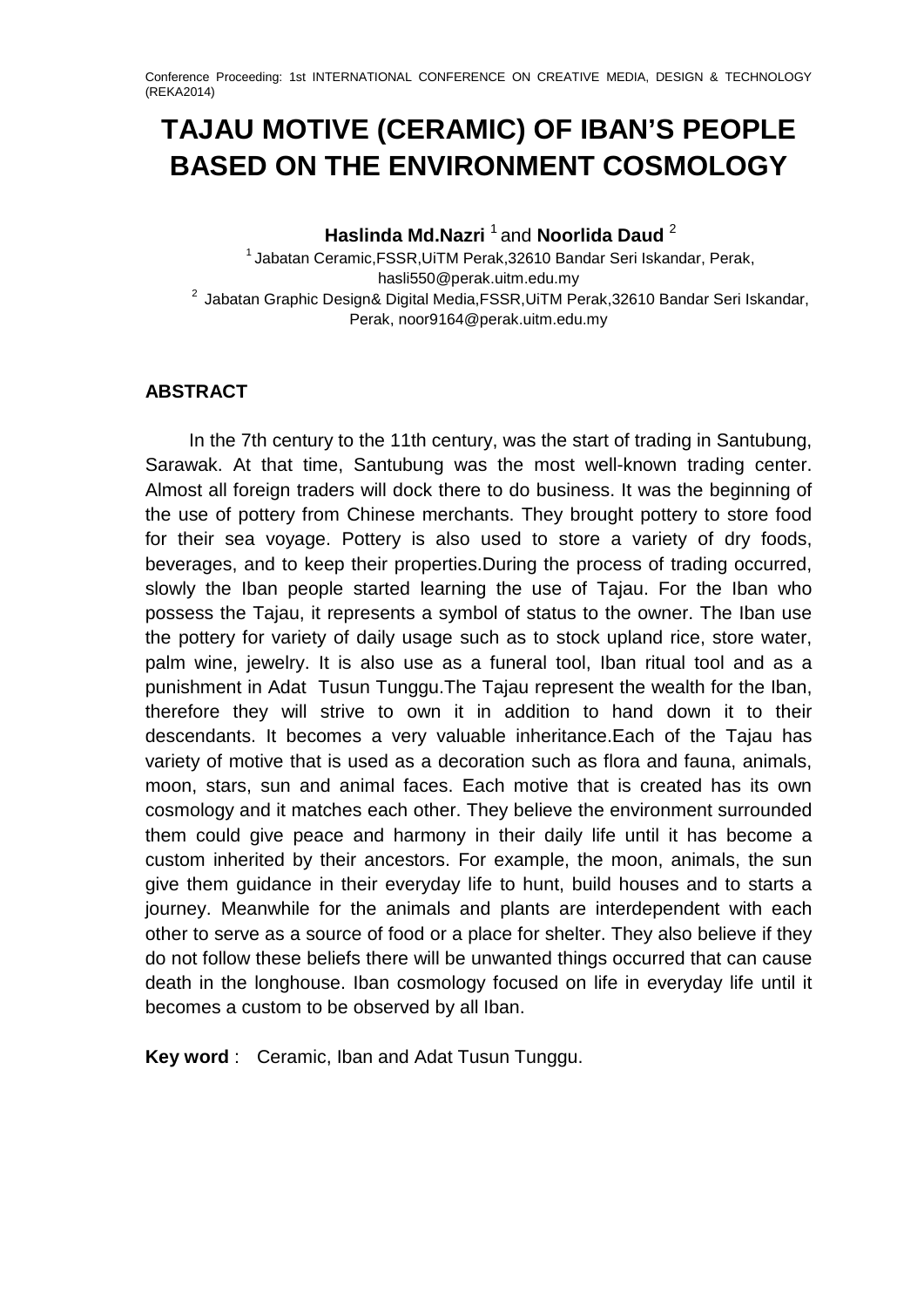# TAJAU MOTIVE (CERAMIC) OF IBAN'S PEOPLE BASED ON THE ENVIRONMENT COSMOLOGY

**Haslinda Md.Nazri** [1] and **Noorlida Daud** [2]

[1] Jabatan Ceramic,FSSR,UiTM Perak,32610 Bandar Seri Iskandar, Perak, hasli550@perak.uitm.edu.my

[2] Jabatan Graphic Design& Digital Media,FSSR,UiTM Perak,32610 Bandar Seri Iskandar, Perak, noor9164@perak.uitm.edu.my

## ABSTRACT

In the 7th century to the 11th century, was the start of trading in Santubung, Sarawak. At that time, Santubung was the most well-known trading center. Almost all foreign traders will dock there to do business. It was the beginning of the use of pottery from Chinese merchants. They brought pottery to store food for their sea voyage. Pottery is also used to store a variety of dry foods, beverages, and to keep their properties.During the process of trading occurred, slowly the Iban people started learning the use of Tajau. For the Iban who possess the Tajau, it represents a symbol of status to the owner. The Iban use the pottery for variety of daily usage such as to stock upland rice, store water, palm wine, jewelry. It is also use as a funeral tool, Iban ritual tool and as a punishment in Adat Tusun Tunggu.The Tajau represent the wealth for the Iban, therefore they will strive to own it in addition to hand down it to their descendants. It becomes a very valuable inheritance.Each of the Tajau has variety of motive that is used as a decoration such as flora and fauna, animals, moon, stars, sun and animal faces. Each motive that is created has its own cosmology and it matches each other. They believe the environment surrounded them could give peace and harmony in their daily life until it has become a custom inherited by their ancestors. For example, the moon, animals, the sun give them guidance in their everyday life to hunt, build houses and to starts a journey. Meanwhile for the animals and plants are interdependent with each other to serve as a source of food or a place for shelter. They also believe if they do not follow these beliefs there will be unwanted things occurred that can cause death in the longhouse. Iban cosmology focused on life in everyday life until it becomes a custom to be observed by all Iban.

**Key word** : Ceramic, Iban and Adat Tusun Tunggu.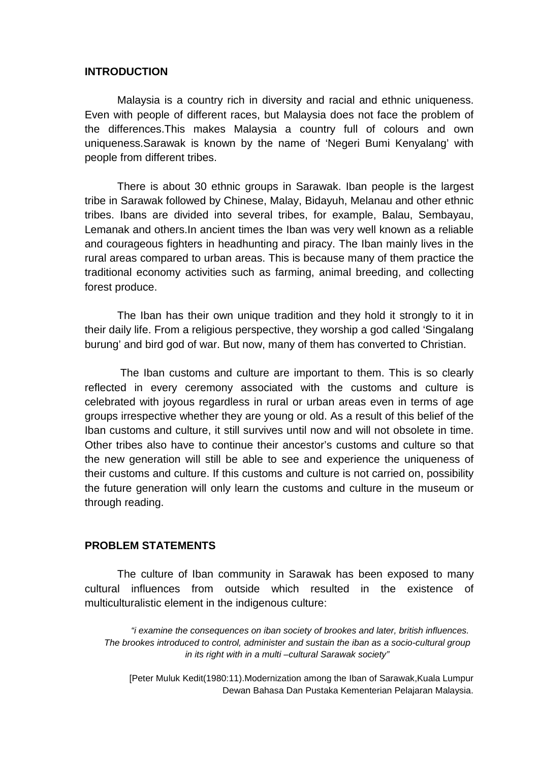## INTRODUCTION

Malaysia is a country rich in diversity and racial and ethnic uniqueness. Even with people of different races, but Malaysia does not face the problem of the differences.This makes Malaysia a country full of colours and own uniqueness.Sarawak is known by the name of 'Negeri Bumi Kenyalang' with people from different tribes.

There is about 30 ethnic groups in Sarawak. Iban people is the largest tribe in Sarawak followed by Chinese, Malay, Bidayuh, Melanau and other ethnic tribes. Ibans are divided into several tribes, for example, Balau, Sembayau, Lemanak and others.In ancient times the Iban was very well known as a reliable and courageous fighters in headhunting and piracy. The Iban mainly lives in the rural areas compared to urban areas. This is because many of them practice the traditional economy activities such as farming, animal breeding, and collecting forest produce.

The Iban has their own unique tradition and they hold it strongly to it in their daily life. From a religious perspective, they worship a god called 'Singalang burung' and bird god of war. But now, many of them has converted to Christian.

The Iban customs and culture are important to them. This is so clearly reflected in every ceremony associated with the customs and culture is celebrated with joyous regardless in rural or urban areas even in terms of age groups irrespective whether they are young or old. As a result of this belief of the Iban customs and culture, it still survives until now and will not obsolete in time. Other tribes also have to continue their ancestor's customs and culture so that the new generation will still be able to see and experience the uniqueness of their customs and culture. If this customs and culture is not carried on, possibility the future generation will only learn the customs and culture in the museum or through reading.

## PROBLEM STATEMENTS

The culture of Iban community in Sarawak has been exposed to many cultural influences from outside which resulted in the existence of multiculturalistic element in the indigenous culture:

> *"i examine the consequences on iban society of brookes and later, british influences. The brookes introduced to control, administer and sustain the iban as a socio-cultural group in its right with in a multi –cultural Sarawak society"*

[Peter Muluk Kedit(1980:11).Modernization among the Iban of Sarawak,Kuala Lumpur Dewan Bahasa Dan Pustaka Kementerian Pelajaran Malaysia.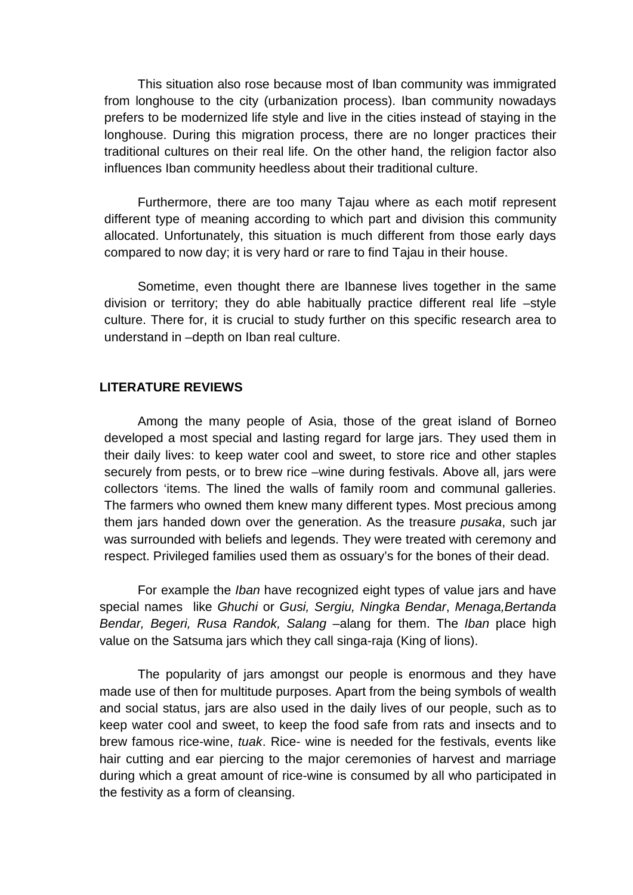This situation also rose because most of Iban community was immigrated from longhouse to the city (urbanization process). Iban community nowadays prefers to be modernized life style and live in the cities instead of staying in the longhouse. During this migration process, there are no longer practices their traditional cultures on their real life. On the other hand, the religion factor also influences Iban community heedless about their traditional culture.

Furthermore, there are too many Tajau where as each motif represent different type of meaning according to which part and division this community allocated. Unfortunately, this situation is much different from those early days compared to now day; it is very hard or rare to find Tajau in their house.

Sometime, even thought there are Ibannese lives together in the same division or territory; they do able habitually practice different real life –style culture. There for, it is crucial to study further on this specific research area to understand in –depth on Iban real culture.

## LITERATURE REVIEWS

Among the many people of Asia, those of the great island of Borneo developed a most special and lasting regard for large jars. They used them in their daily lives: to keep water cool and sweet, to store rice and other staples securely from pests, or to brew rice –wine during festivals. Above all, jars were collectors 'items. The lined the walls of family room and communal galleries. The farmers who owned them knew many different types. Most precious among them jars handed down over the generation. As the treasure *pusaka*, such jar was surrounded with beliefs and legends. They were treated with ceremony and respect. Privileged families used them as ossuary's for the bones of their dead.

For example the *Iban* have recognized eight types of value jars and have special names like *Ghuchi* or *Gusi, Sergiu, Ningka Bendar*, *Menaga,Bertanda Bendar, Begeri, Rusa Randok, Salang* –alang for them. The *Iban* place high value on the Satsuma jars which they call singa-raja (King of lions).

The popularity of jars amongst our people is enormous and they have made use of then for multitude purposes. Apart from the being symbols of wealth and social status, jars are also used in the daily lives of our people, such as to keep water cool and sweet, to keep the food safe from rats and insects and to brew famous rice-wine, *tuak*. Rice- wine is needed for the festivals, events like hair cutting and ear piercing to the major ceremonies of harvest and marriage during which a great amount of rice-wine is consumed by all who participated in the festivity as a form of cleansing.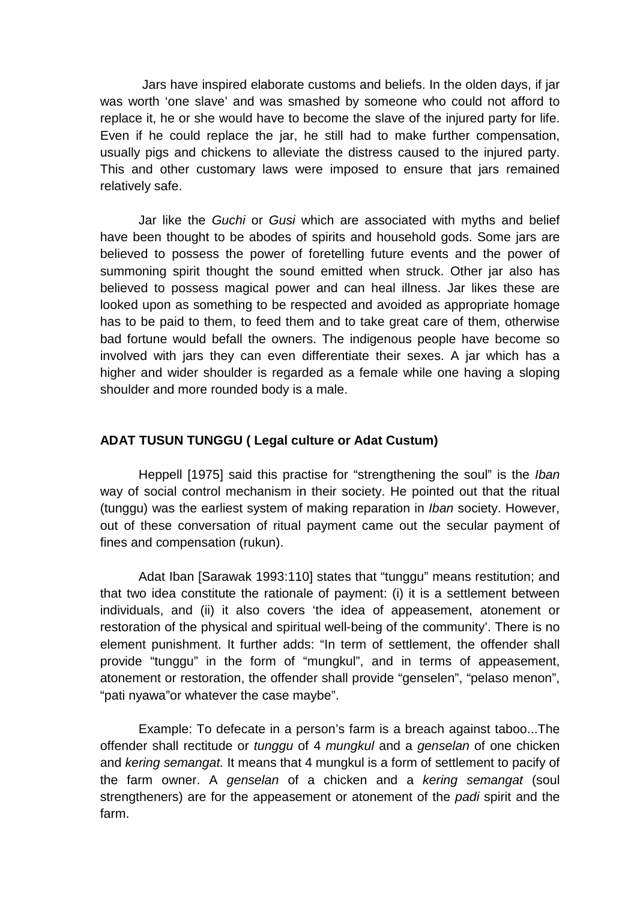Jars have inspired elaborate customs and beliefs. In the olden days, if jar was worth 'one slave' and was smashed by someone who could not afford to replace it, he or she would have to become the slave of the injured party for life. Even if he could replace the jar, he still had to make further compensation, usually pigs and chickens to alleviate the distress caused to the injured party. This and other customary laws were imposed to ensure that jars remained relatively safe.

Jar like the *Guchi* or *Gusi* which are associated with myths and belief have been thought to be abodes of spirits and household gods. Some jars are believed to possess the power of foretelling future events and the power of summoning spirit thought the sound emitted when struck. Other jar also has believed to possess magical power and can heal illness. Jar likes these are looked upon as something to be respected and avoided as appropriate homage has to be paid to them, to feed them and to take great care of them, otherwise bad fortune would befall the owners. The indigenous people have become so involved with jars they can even differentiate their sexes. A jar which has a higher and wider shoulder is regarded as a female while one having a sloping shoulder and more rounded body is a male.

**ADAT TUSUN TUNGGU ( Legal culture or Adat Custum)**

Heppell [1975] said this practise for "strengthening the soul" is the *Iban* way of social control mechanism in their society. He pointed out that the ritual (tunggu) was the earliest system of making reparation in *Iban* society. However, out of these conversation of ritual payment came out the secular payment of fines and compensation (rukun).

Adat Iban [Sarawak 1993:110] states that "tunggu" means restitution; and that two idea constitute the rationale of payment: (i) it is a settlement between individuals, and (ii) it also covers 'the idea of appeasement, atonement or restoration of the physical and spiritual well-being of the community'. There is no element punishment. It further adds: "In term of settlement, the offender shall provide "tunggu" in the form of "mungkul", and in terms of appeasement, atonement or restoration, the offender shall provide "genselen", "pelaso menon", "pati nyawa"or whatever the case maybe".

Example: To defecate in a person's farm is a breach against taboo...The offender shall rectitude or *tunggu* of 4 *mungkul* and a *genselan* of one chicken and *kering semangat.* It means that 4 mungkul is a form of settlement to pacify of the farm owner. A *genselan* of a chicken and a *kering semangat* (soul strengtheners) are for the appeasement or atonement of the *padi* spirit and the farm.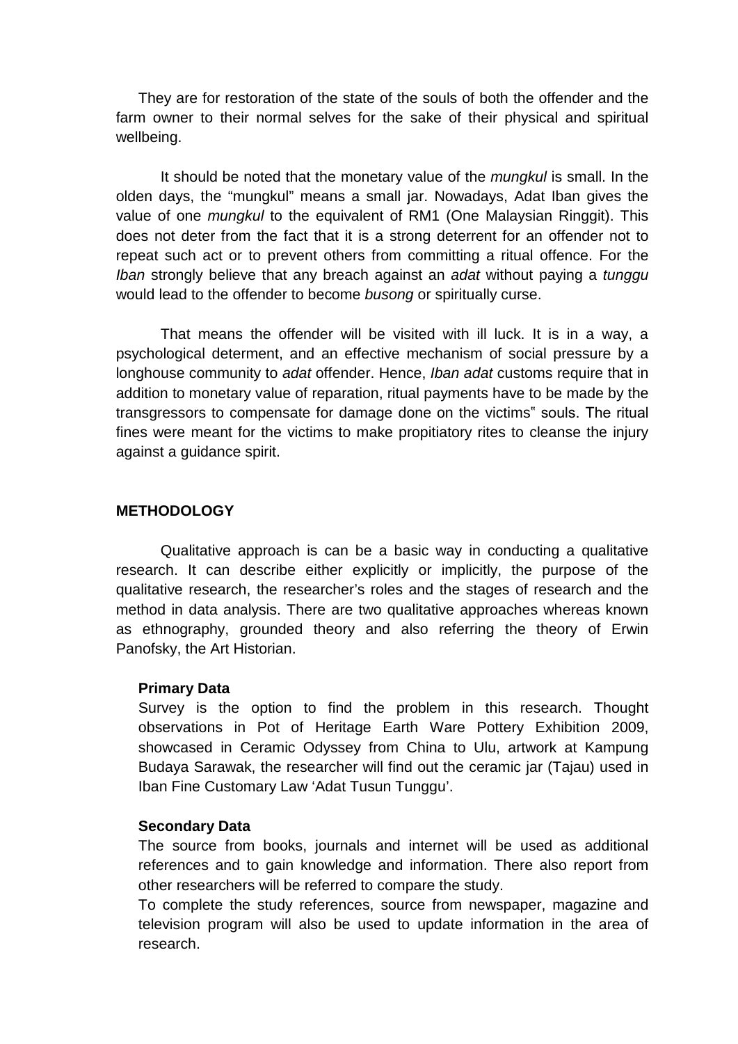They are for restoration of the state of the souls of both the offender and the farm owner to their normal selves for the sake of their physical and spiritual wellbeing.

It should be noted that the monetary value of the *mungkul* is small. In the olden days, the "mungkul" means a small jar. Nowadays, Adat Iban gives the value of one *mungkul* to the equivalent of RM1 (One Malaysian Ringgit). This does not deter from the fact that it is a strong deterrent for an offender not to repeat such act or to prevent others from committing a ritual offence. For the *Iban* strongly believe that any breach against an *adat* without paying a *tunggu* would lead to the offender to become *busong* or spiritually curse.

That means the offender will be visited with ill luck. It is in a way, a psychological determent, and an effective mechanism of social pressure by a longhouse community to *adat* offender. Hence, *Iban adat* customs require that in addition to monetary value of reparation, ritual payments have to be made by the transgressors to compensate for damage done on the victims" souls. The ritual fines were meant for the victims to make propitiatory rites to cleanse the injury against a guidance spirit.

## METHODOLOGY

Qualitative approach is can be a basic way in conducting a qualitative research. It can describe either explicitly or implicitly, the purpose of the qualitative research, the researcher's roles and the stages of research and the method in data analysis. There are two qualitative approaches whereas known as ethnography, grounded theory and also referring the theory of Erwin Panofsky, the Art Historian.

### Primary Data

Survey is the option to find the problem in this research. Thought observations in Pot of Heritage Earth Ware Pottery Exhibition 2009, showcased in Ceramic Odyssey from China to Ulu, artwork at Kampung Budaya Sarawak, the researcher will find out the ceramic jar (Tajau) used in Iban Fine Customary Law 'Adat Tusun Tunggu'.

### Secondary Data

The source from books, journals and internet will be used as additional references and to gain knowledge and information. There also report from other researchers will be referred to compare the study.

To complete the study references, source from newspaper, magazine and television program will also be used to update information in the area of research.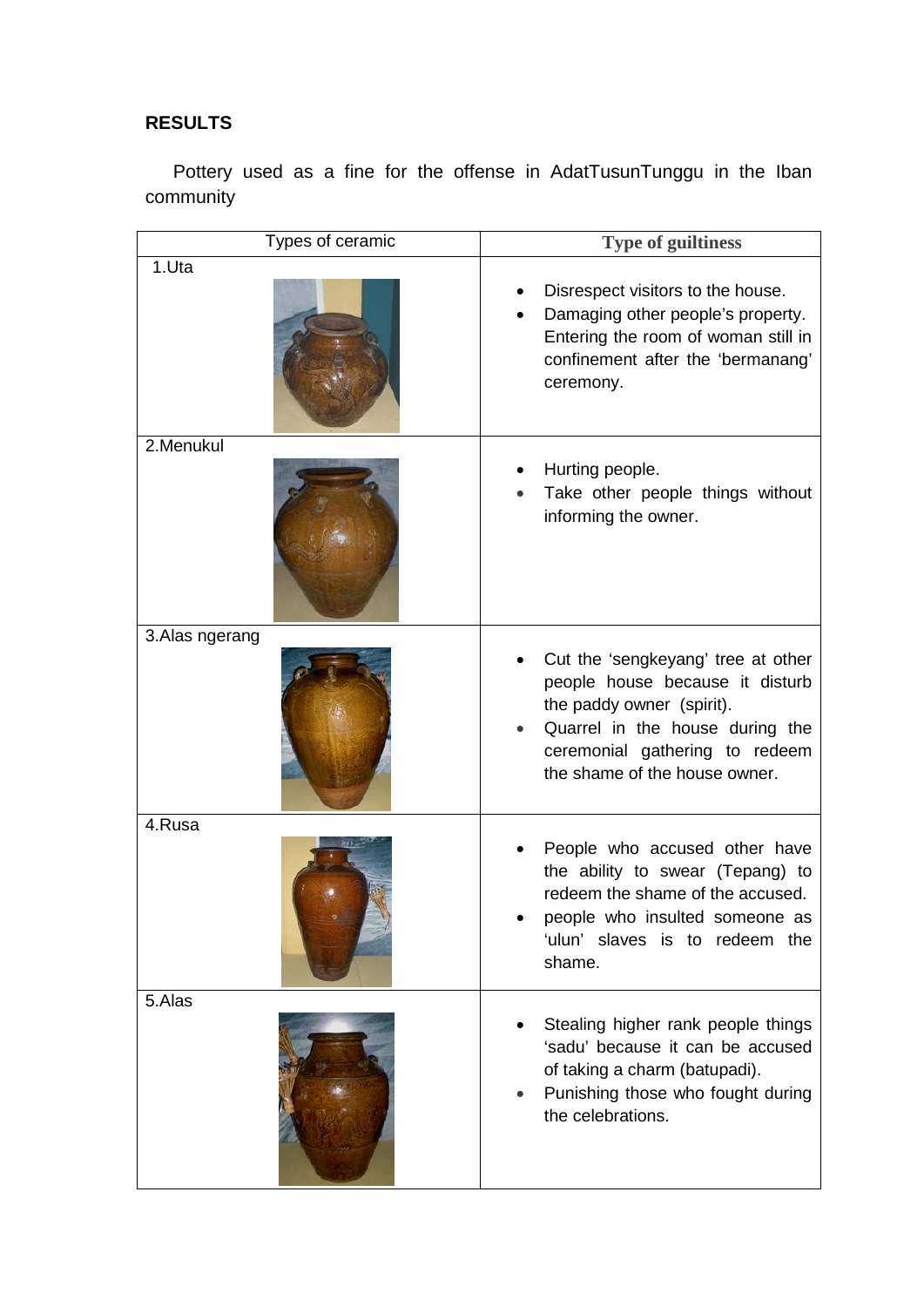## RESULTS

Pottery used as a fine for the offense in AdatTusunTunggu in the Iban community

| Types of ceramic | Type of guiltiness |
|---|---|
| 1.Uta | • Disrespect visitors to the house.<br>• Damaging other people's property. Entering the room of woman still in confinement after the 'bermanang' ceremony. |
| 2.Menukul | • Hurting people.<br>• Take other people things without informing the owner. |
| 3.Alas ngerang | • Cut the 'sengkeyang' tree at other people house because it disturb the paddy owner (spirit).<br>• Quarrel in the house during the ceremonial gathering to redeem the shame of the house owner. |
| 4.Rusa | • People who accused other have the ability to swear (Tepang) to redeem the shame of the accused.<br>• people who insulted someone as 'ulun' slaves is to redeem the shame. |
| 5.Alas | • Stealing higher rank people things 'sadu' because it can be accused of taking a charm (batupadi).<br>• Punishing those who fought during the celebrations. |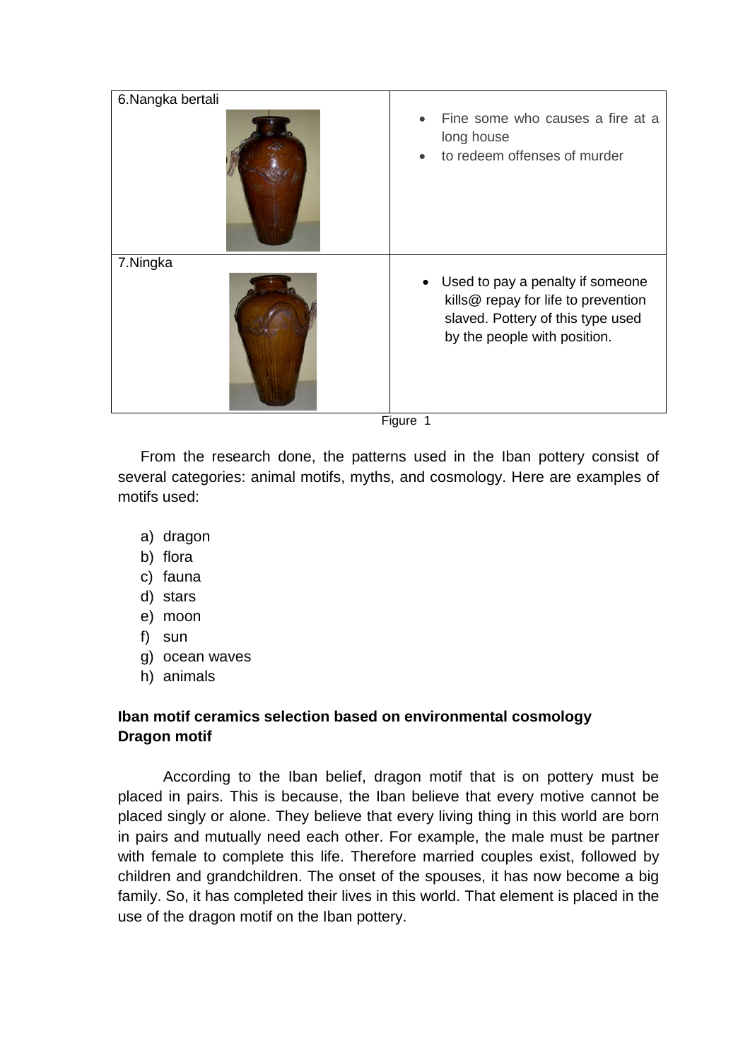| 6.Nangka bertali | • Fine some who causes a fire at a long house<br>• to redeem offenses of murder |
|---|---|
| 7.Ningka | • Used to pay a penalty if someone kills@ repay for life to prevention slaved. Pottery of this type used by the people with position. |

Figure 1

From the research done, the patterns used in the Iban pottery consist of several categories: animal motifs, myths, and cosmology. Here are examples of motifs used:

a) dragon
b) flora
c) fauna
d) stars
e) moon
f) sun
g) ocean waves
h) animals

**Iban motif ceramics selection based on environmental cosmology**
**Dragon motif**

According to the Iban belief, dragon motif that is on pottery must be placed in pairs. This is because, the Iban believe that every motive cannot be placed singly or alone. They believe that every living thing in this world are born in pairs and mutually need each other. For example, the male must be partner with female to complete this life. Therefore married couples exist, followed by children and grandchildren. The onset of the spouses, it has now become a big family. So, it has completed their lives in this world. That element is placed in the use of the dragon motif on the Iban pottery.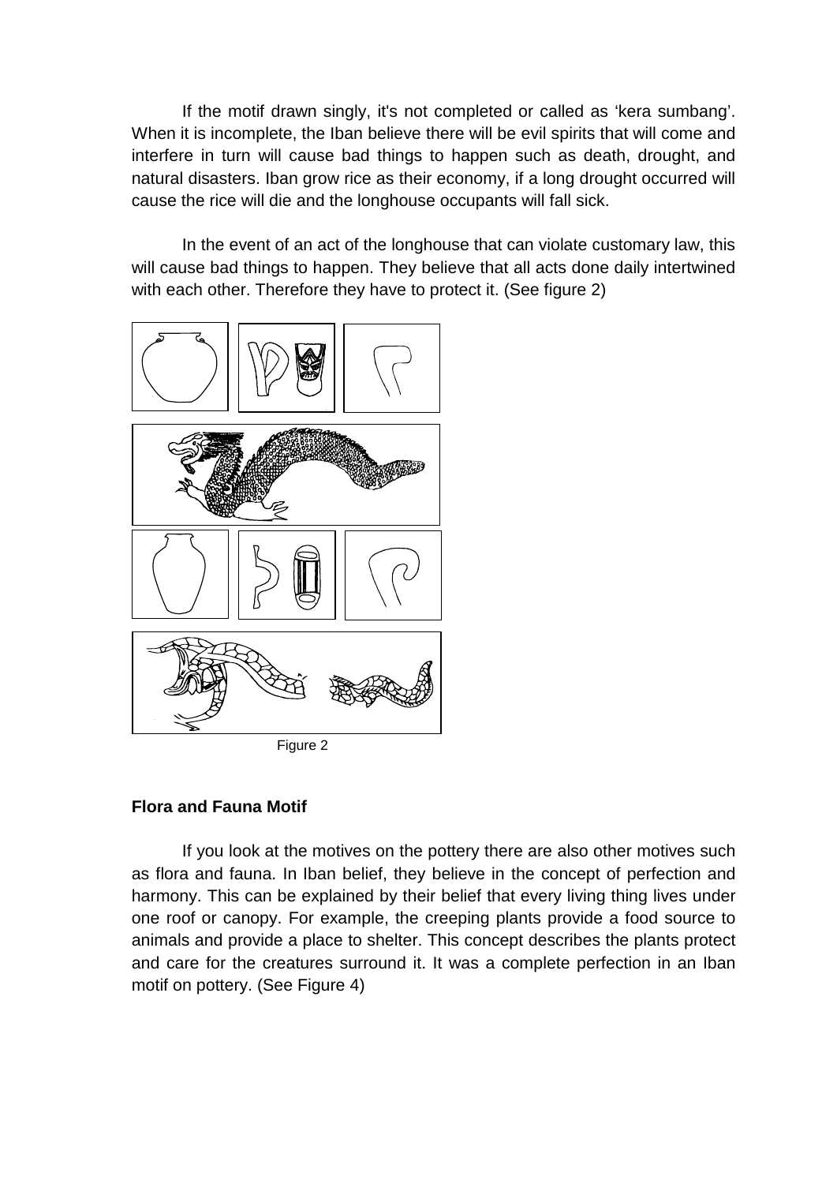If the motif drawn singly, it's not completed or called as 'kera sumbang'. When it is incomplete, the Iban believe there will be evil spirits that will come and interfere in turn will cause bad things to happen such as death, drought, and natural disasters. Iban grow rice as their economy, if a long drought occurred will cause the rice will die and the longhouse occupants will fall sick.

In the event of an act of the longhouse that can violate customary law, this will cause bad things to happen. They believe that all acts done daily intertwined with each other. Therefore they have to protect it. (See figure 2)

Figure 2

**Flora and Fauna Motif**

If you look at the motives on the pottery there are also other motives such as flora and fauna. In Iban belief, they believe in the concept of perfection and harmony. This can be explained by their belief that every living thing lives under one roof or canopy. For example, the creeping plants provide a food source to animals and provide a place to shelter. This concept describes the plants protect and care for the creatures surround it. It was a complete perfection in an Iban motif on pottery. (See Figure 4)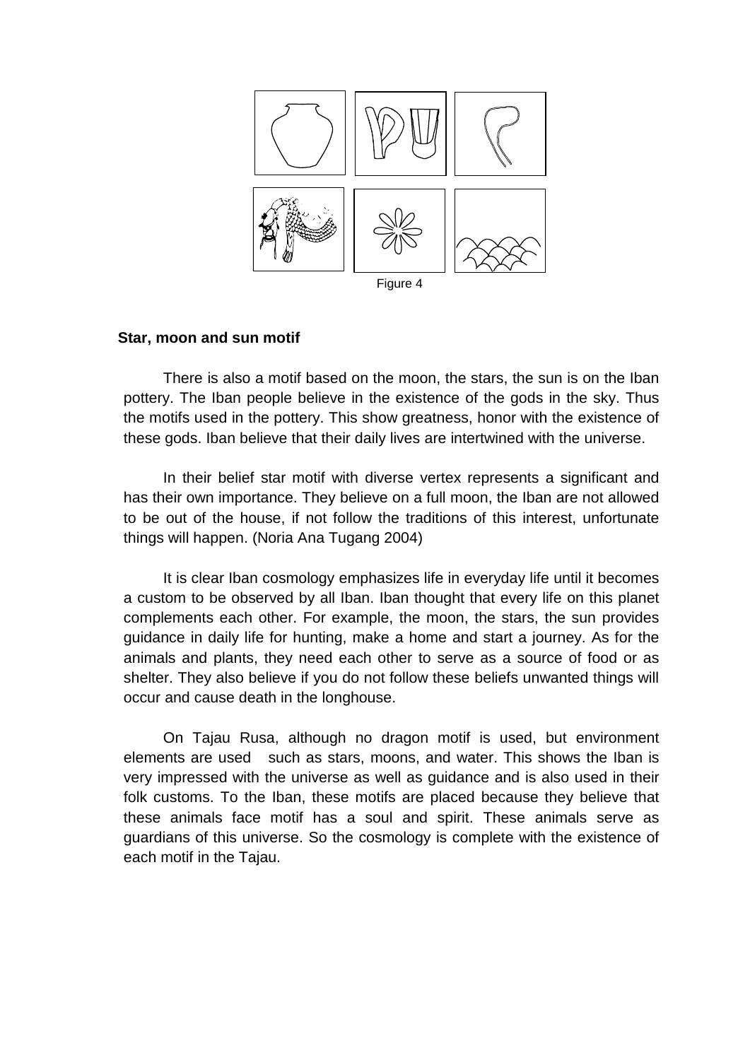Figure 4

**Star, moon and sun motif**

There is also a motif based on the moon, the stars, the sun is on the Iban pottery. The Iban people believe in the existence of the gods in the sky. Thus the motifs used in the pottery. This show greatness, honor with the existence of these gods. Iban believe that their daily lives are intertwined with the universe.

In their belief star motif with diverse vertex represents a significant and has their own importance. They believe on a full moon, the Iban are not allowed to be out of the house, if not follow the traditions of this interest, unfortunate things will happen. (Noria Ana Tugang 2004)

It is clear Iban cosmology emphasizes life in everyday life until it becomes a custom to be observed by all Iban. Iban thought that every life on this planet complements each other. For example, the moon, the stars, the sun provides guidance in daily life for hunting, make a home and start a journey. As for the animals and plants, they need each other to serve as a source of food or as shelter. They also believe if you do not follow these beliefs unwanted things will occur and cause death in the longhouse.

On Tajau Rusa, although no dragon motif is used, but environment elements are used such as stars, moons, and water. This shows the Iban is very impressed with the universe as well as guidance and is also used in their folk customs. To the Iban, these motifs are placed because they believe that these animals face motif has a soul and spirit. These animals serve as guardians of this universe. So the cosmology is complete with the existence of each motif in the Tajau.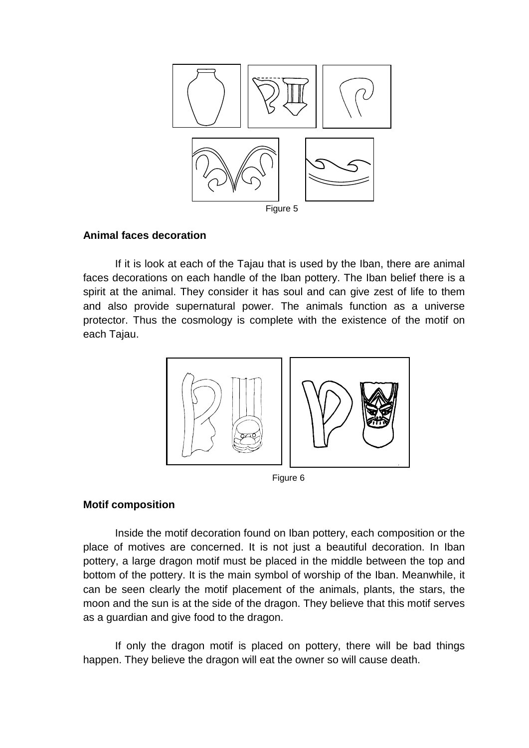Figure 5

**Animal faces decoration**

If it is look at each of the Tajau that is used by the Iban, there are animal faces decorations on each handle of the Iban pottery. The Iban belief there is a spirit at the animal. They consider it has soul and can give zest of life to them and also provide supernatural power. The animals function as a universe protector. Thus the cosmology is complete with the existence of the motif on each Tajau.

Figure 6

**Motif composition**

Inside the motif decoration found on Iban pottery, each composition or the place of motives are concerned. It is not just a beautiful decoration. In Iban pottery, a large dragon motif must be placed in the middle between the top and bottom of the pottery. It is the main symbol of worship of the Iban. Meanwhile, it can be seen clearly the motif placement of the animals, plants, the stars, the moon and the sun is at the side of the dragon. They believe that this motif serves as a guardian and give food to the dragon.

If only the dragon motif is placed on pottery, there will be bad things happen. They believe the dragon will eat the owner so will cause death.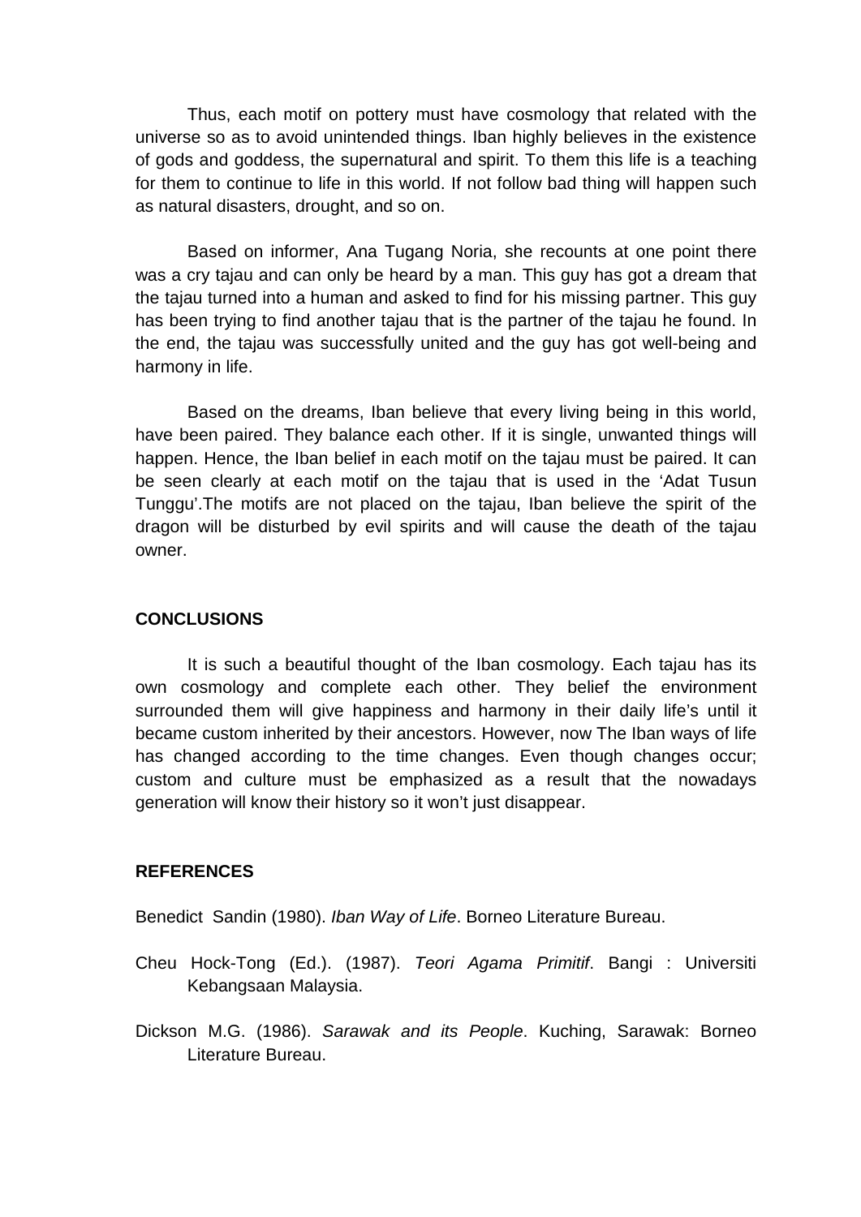Thus, each motif on pottery must have cosmology that related with the universe so as to avoid unintended things. Iban highly believes in the existence of gods and goddess, the supernatural and spirit. To them this life is a teaching for them to continue to life in this world. If not follow bad thing will happen such as natural disasters, drought, and so on.

Based on informer, Ana Tugang Noria, she recounts at one point there was a cry tajau and can only be heard by a man. This guy has got a dream that the tajau turned into a human and asked to find for his missing partner. This guy has been trying to find another tajau that is the partner of the tajau he found. In the end, the tajau was successfully united and the guy has got well-being and harmony in life.

Based on the dreams, Iban believe that every living being in this world, have been paired. They balance each other. If it is single, unwanted things will happen. Hence, the Iban belief in each motif on the tajau must be paired. It can be seen clearly at each motif on the tajau that is used in the 'Adat Tusun Tunggu'.The motifs are not placed on the tajau, Iban believe the spirit of the dragon will be disturbed by evil spirits and will cause the death of the tajau owner.

## CONCLUSIONS

It is such a beautiful thought of the Iban cosmology. Each tajau has its own cosmology and complete each other. They belief the environment surrounded them will give happiness and harmony in their daily life's until it became custom inherited by their ancestors. However, now The Iban ways of life has changed according to the time changes. Even though changes occur; custom and culture must be emphasized as a result that the nowadays generation will know their history so it won't just disappear.

## REFERENCES

Benedict Sandin (1980). *Iban Way of Life*. Borneo Literature Bureau.

Cheu Hock-Tong (Ed.). (1987). *Teori Agama Primitif*. Bangi : Universiti Kebangsaan Malaysia.

Dickson M.G. (1986). *Sarawak and its People*. Kuching, Sarawak: Borneo Literature Bureau.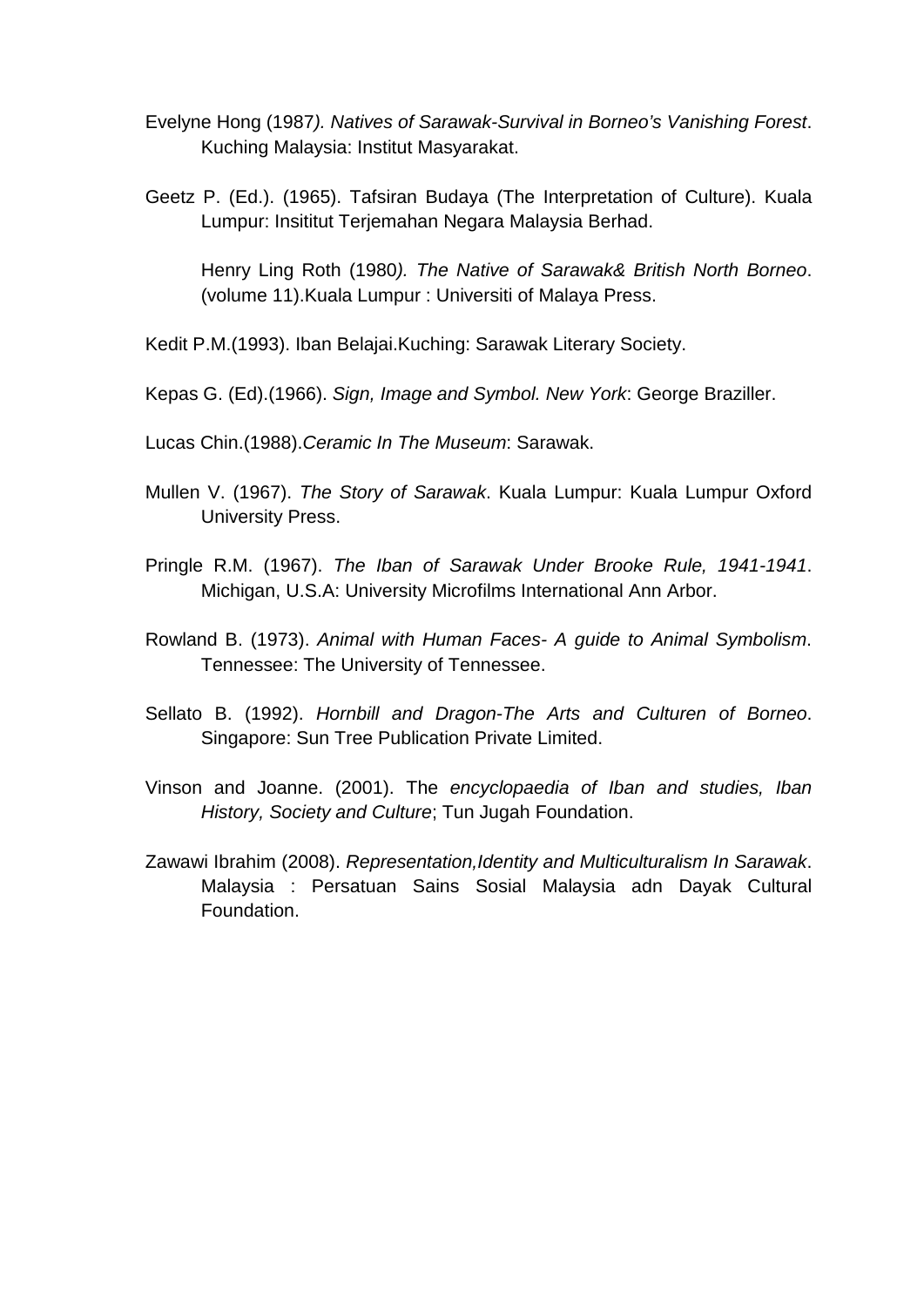Evelyne Hong (1987*). Natives of Sarawak-Survival in Borneo's Vanishing Forest*. Kuching Malaysia: Institut Masyarakat.

Geetz P. (Ed.). (1965). Tafsiran Budaya (The Interpretation of Culture). Kuala Lumpur: Insititut Terjemahan Negara Malaysia Berhad.

Henry Ling Roth (1980*). The Native of Sarawak& British North Borneo*. (volume 11).Kuala Lumpur : Universiti of Malaya Press.

Kedit P.M.(1993). Iban Belajai.Kuching: Sarawak Literary Society.

Kepas G. (Ed).(1966). *Sign, Image and Symbol. New York*: George Braziller.

Lucas Chin.(1988).*Ceramic In The Museum*: Sarawak.

Mullen V. (1967). *The Story of Sarawak*. Kuala Lumpur: Kuala Lumpur Oxford University Press.

Pringle R.M. (1967). *The Iban of Sarawak Under Brooke Rule, 1941-1941*. Michigan, U.S.A: University Microfilms International Ann Arbor.

Rowland B. (1973). *Animal with Human Faces- A guide to Animal Symbolism*. Tennessee: The University of Tennessee.

Sellato B. (1992). *Hornbill and Dragon-The Arts and Culturen of Borneo*. Singapore: Sun Tree Publication Private Limited.

Vinson and Joanne. (2001). The *encyclopaedia of Iban and studies, Iban History, Society and Culture*; Tun Jugah Foundation.

Zawawi Ibrahim (2008). *Representation,Identity and Multiculturalism In Sarawak*. Malaysia : Persatuan Sains Sosial Malaysia adn Dayak Cultural Foundation.